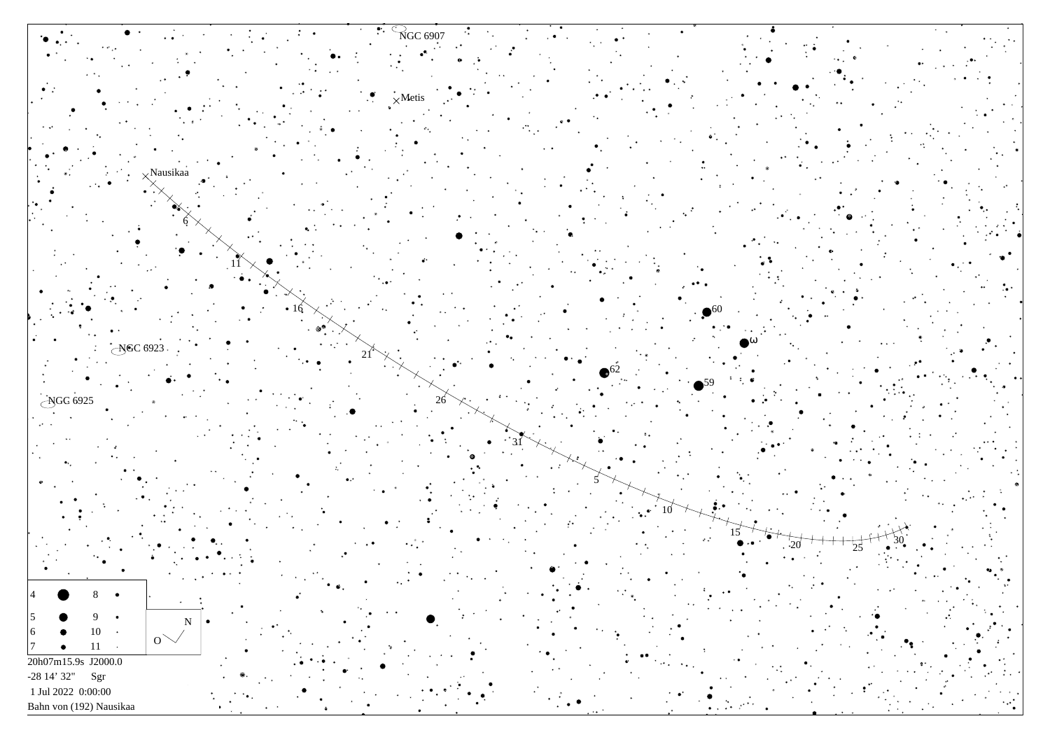NGC 6907

Metis

Nausikaa

NGC 6923

NGC 6925

60

ω

62

59

6

11

16

21

26

31

5

10

15

20

25

30

| | | | |
|---|---|---|---|
| 4 | ● | 8 | • |
| 5 | ● | 9 | • |
| 6 | ● | 10 | · |
| 7 | • | 11 | · |

N

O

20h07m15.9s J2000.0

-28 14' 32" Sgr

1 Jul 2022 0:00:00

Bahn von (192) Nausikaa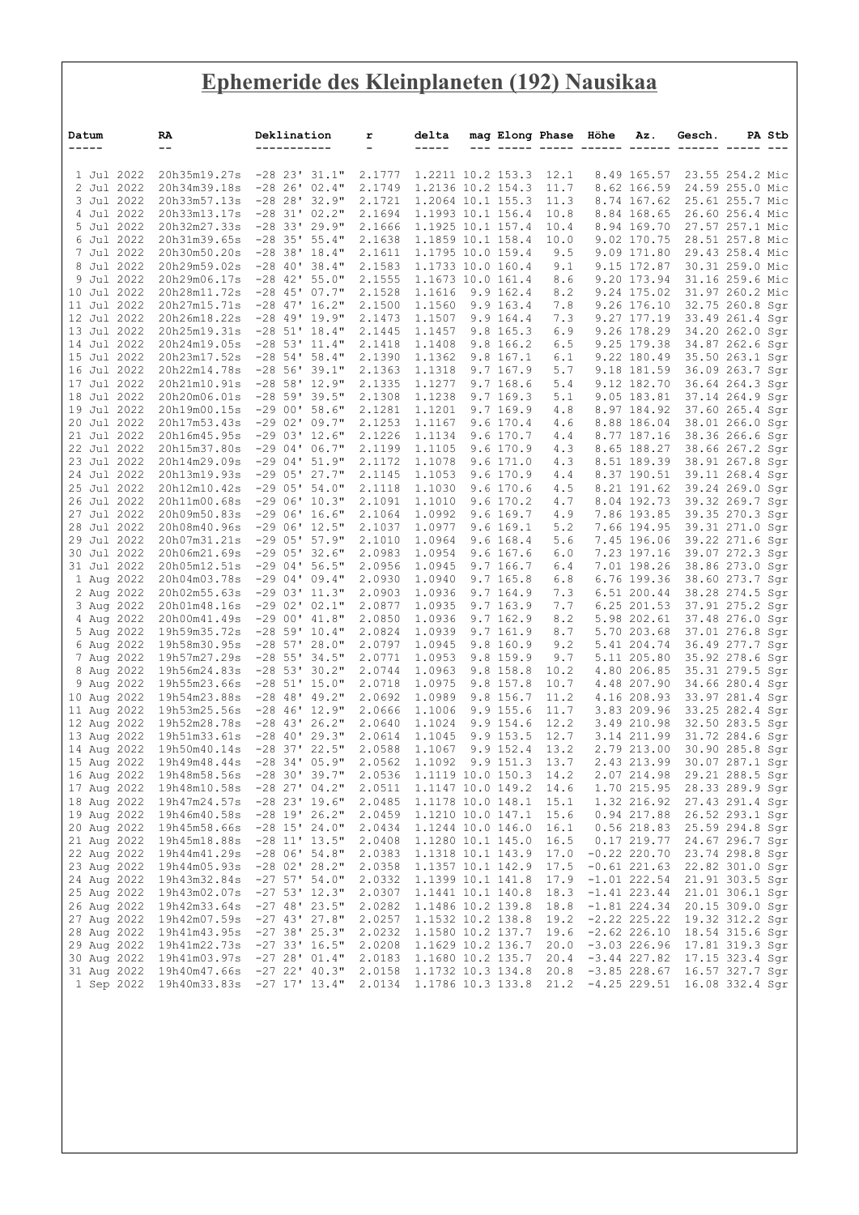# Ephemeride des Kleinplaneten (192) Nausikaa

| Datum | RA | Deklination | r | delta | mag | Elong | Phase | Höhe | Az. | Gesch. | PA | Stb |
|---|---|---|---|---|---|---|---|---|---|---|---|---|
| 1 Jul 2022 | 20h35m19.27s | -28 23' 31.1" | 2.1777 | 1.2211 | 10.2 | 153.3 | 12.1 | 8.49 | 165.57 | 23.55 | 254.2 | Mic |
| 2 Jul 2022 | 20h34m39.18s | -28 26' 02.4" | 2.1749 | 1.2136 | 10.2 | 154.3 | 11.7 | 8.62 | 166.59 | 24.59 | 255.0 | Mic |
| 3 Jul 2022 | 20h33m57.13s | -28 28' 32.9" | 2.1721 | 1.2064 | 10.1 | 155.3 | 11.3 | 8.74 | 167.62 | 25.61 | 255.7 | Mic |
| 4 Jul 2022 | 20h33m13.17s | -28 31' 02.2" | 2.1694 | 1.1993 | 10.1 | 156.4 | 10.8 | 8.84 | 168.65 | 26.60 | 256.4 | Mic |
| 5 Jul 2022 | 20h32m27.33s | -28 33' 29.9" | 2.1666 | 1.1925 | 10.1 | 157.4 | 10.4 | 8.94 | 169.70 | 27.57 | 257.1 | Mic |
| 6 Jul 2022 | 20h31m39.65s | -28 35' 55.4" | 2.1638 | 1.1859 | 10.1 | 158.4 | 10.0 | 9.02 | 170.75 | 28.51 | 257.8 | Mic |
| 7 Jul 2022 | 20h30m50.20s | -28 38' 18.4" | 2.1611 | 1.1795 | 10.0 | 159.4 | 9.5 | 9.09 | 171.80 | 29.43 | 258.4 | Mic |
| 8 Jul 2022 | 20h29m59.02s | -28 40' 38.4" | 2.1583 | 1.1733 | 10.0 | 160.4 | 9.1 | 9.15 | 172.87 | 30.31 | 259.0 | Mic |
| 9 Jul 2022 | 20h29m06.17s | -28 42' 55.0" | 2.1555 | 1.1673 | 10.0 | 161.4 | 8.6 | 9.20 | 173.94 | 31.16 | 259.6 | Mic |
| 10 Jul 2022 | 20h28m11.72s | -28 45' 07.7" | 2.1528 | 1.1616 | 9.9 | 162.4 | 8.2 | 9.24 | 175.02 | 31.97 | 260.2 | Mic |
| 11 Jul 2022 | 20h27m15.71s | -28 47' 16.2" | 2.1500 | 1.1560 | 9.9 | 163.4 | 7.8 | 9.26 | 176.10 | 32.75 | 260.8 | Sgr |
| 12 Jul 2022 | 20h26m18.22s | -28 49' 19.9" | 2.1473 | 1.1507 | 9.9 | 164.4 | 7.3 | 9.27 | 177.19 | 33.49 | 261.4 | Sgr |
| 13 Jul 2022 | 20h25m19.31s | -28 51' 18.4" | 2.1445 | 1.1457 | 9.8 | 165.3 | 6.9 | 9.26 | 178.29 | 34.20 | 262.0 | Sgr |
| 14 Jul 2022 | 20h24m19.05s | -28 53' 11.4" | 2.1418 | 1.1408 | 9.8 | 166.2 | 6.5 | 9.25 | 179.38 | 34.87 | 262.6 | Sgr |
| 15 Jul 2022 | 20h23m17.52s | -28 54' 58.4" | 2.1390 | 1.1362 | 9.8 | 167.1 | 6.1 | 9.22 | 180.49 | 35.50 | 263.1 | Sgr |
| 16 Jul 2022 | 20h22m14.78s | -28 56' 39.1" | 2.1363 | 1.1318 | 9.7 | 167.9 | 5.7 | 9.18 | 181.59 | 36.09 | 263.7 | Sgr |
| 17 Jul 2022 | 20h21m10.91s | -28 58' 12.9" | 2.1335 | 1.1277 | 9.7 | 168.6 | 5.4 | 9.12 | 182.70 | 36.64 | 264.3 | Sgr |
| 18 Jul 2022 | 20h20m06.01s | -28 59' 39.5" | 2.1308 | 1.1238 | 9.7 | 169.3 | 5.1 | 9.05 | 183.81 | 37.14 | 264.9 | Sgr |
| 19 Jul 2022 | 20h19m00.15s | -29 00' 58.6" | 2.1281 | 1.1201 | 9.7 | 169.9 | 4.8 | 8.97 | 184.92 | 37.60 | 265.4 | Sgr |
| 20 Jul 2022 | 20h17m53.43s | -29 02' 09.7" | 2.1253 | 1.1167 | 9.6 | 170.4 | 4.6 | 8.88 | 186.04 | 38.01 | 266.0 | Sgr |
| 21 Jul 2022 | 20h16m45.95s | -29 03' 12.6" | 2.1226 | 1.1134 | 9.6 | 170.7 | 4.4 | 8.77 | 187.16 | 38.36 | 266.6 | Sgr |
| 22 Jul 2022 | 20h15m37.80s | -29 04' 06.7" | 2.1199 | 1.1105 | 9.6 | 170.9 | 4.3 | 8.65 | 188.27 | 38.66 | 267.2 | Sgr |
| 23 Jul 2022 | 20h14m29.09s | -29 04' 51.9" | 2.1172 | 1.1078 | 9.6 | 171.0 | 4.3 | 8.51 | 189.39 | 38.91 | 267.8 | Sgr |
| 24 Jul 2022 | 20h13m19.93s | -29 05' 27.7" | 2.1145 | 1.1053 | 9.6 | 170.9 | 4.4 | 8.37 | 190.51 | 39.11 | 268.4 | Sgr |
| 25 Jul 2022 | 20h12m10.42s | -29 05' 54.0" | 2.1118 | 1.1030 | 9.6 | 170.6 | 4.5 | 8.21 | 191.62 | 39.24 | 269.0 | Sgr |
| 26 Jul 2022 | 20h11m00.68s | -29 06' 10.3" | 2.1091 | 1.1010 | 9.6 | 170.2 | 4.7 | 8.04 | 192.73 | 39.32 | 269.7 | Sgr |
| 27 Jul 2022 | 20h09m50.83s | -29 06' 16.6" | 2.1064 | 1.0992 | 9.6 | 169.7 | 4.9 | 7.86 | 193.85 | 39.35 | 270.3 | Sgr |
| 28 Jul 2022 | 20h08m40.96s | -29 06' 12.5" | 2.1037 | 1.0977 | 9.6 | 169.1 | 5.2 | 7.66 | 194.95 | 39.31 | 271.0 | Sgr |
| 29 Jul 2022 | 20h07m31.21s | -29 05' 57.9" | 2.1010 | 1.0964 | 9.6 | 168.4 | 5.6 | 7.45 | 196.06 | 39.22 | 271.6 | Sgr |
| 30 Jul 2022 | 20h06m21.69s | -29 05' 32.6" | 2.0983 | 1.0954 | 9.6 | 167.6 | 6.0 | 7.23 | 197.16 | 39.07 | 272.3 | Sgr |
| 31 Jul 2022 | 20h05m12.51s | -29 04' 56.5" | 2.0956 | 1.0945 | 9.7 | 166.7 | 6.4 | 7.01 | 198.26 | 38.86 | 273.0 | Sgr |
| 1 Aug 2022 | 20h04m03.78s | -29 04' 09.4" | 2.0930 | 1.0940 | 9.7 | 165.8 | 6.8 | 6.76 | 199.36 | 38.60 | 273.7 | Sgr |
| 2 Aug 2022 | 20h02m55.63s | -29 03' 11.3" | 2.0903 | 1.0936 | 9.7 | 164.9 | 7.3 | 6.51 | 200.44 | 38.28 | 274.5 | Sgr |
| 3 Aug 2022 | 20h01m48.16s | -29 02' 02.1" | 2.0877 | 1.0935 | 9.7 | 163.9 | 7.7 | 6.25 | 201.53 | 37.91 | 275.2 | Sgr |
| 4 Aug 2022 | 20h00m41.49s | -29 00' 41.8" | 2.0850 | 1.0936 | 9.7 | 162.9 | 8.2 | 5.98 | 202.61 | 37.48 | 276.0 | Sgr |
| 5 Aug 2022 | 19h59m35.72s | -28 59' 10.4" | 2.0824 | 1.0939 | 9.7 | 161.9 | 8.7 | 5.70 | 203.68 | 37.01 | 276.8 | Sgr |
| 6 Aug 2022 | 19h58m30.95s | -28 57' 28.0" | 2.0797 | 1.0945 | 9.8 | 160.9 | 9.2 | 5.41 | 204.74 | 36.49 | 277.7 | Sgr |
| 7 Aug 2022 | 19h57m27.29s | -28 55' 34.5" | 2.0771 | 1.0953 | 9.8 | 159.9 | 9.7 | 5.11 | 205.80 | 35.92 | 278.6 | Sgr |
| 8 Aug 2022 | 19h56m24.83s | -28 53' 30.2" | 2.0744 | 1.0963 | 9.8 | 158.8 | 10.2 | 4.80 | 206.85 | 35.31 | 279.5 | Sgr |
| 9 Aug 2022 | 19h55m23.66s | -28 51' 15.0" | 2.0718 | 1.0975 | 9.8 | 157.8 | 10.7 | 4.48 | 207.90 | 34.66 | 280.4 | Sgr |
| 10 Aug 2022 | 19h54m23.88s | -28 48' 49.2" | 2.0692 | 1.0989 | 9.8 | 156.7 | 11.2 | 4.16 | 208.93 | 33.97 | 281.4 | Sgr |
| 11 Aug 2022 | 19h53m25.56s | -28 46' 12.9" | 2.0666 | 1.1006 | 9.9 | 155.6 | 11.7 | 3.83 | 209.96 | 33.25 | 282.4 | Sgr |
| 12 Aug 2022 | 19h52m28.78s | -28 43' 26.2" | 2.0640 | 1.1024 | 9.9 | 154.6 | 12.2 | 3.49 | 210.98 | 32.50 | 283.5 | Sgr |
| 13 Aug 2022 | 19h51m33.61s | -28 40' 29.3" | 2.0614 | 1.1045 | 9.9 | 153.5 | 12.7 | 3.14 | 211.99 | 31.72 | 284.6 | Sgr |
| 14 Aug 2022 | 19h50m40.14s | -28 37' 22.5" | 2.0588 | 1.1067 | 9.9 | 152.4 | 13.2 | 2.79 | 213.00 | 30.90 | 285.8 | Sgr |
| 15 Aug 2022 | 19h49m48.44s | -28 34' 05.9" | 2.0562 | 1.1092 | 9.9 | 151.3 | 13.7 | 2.43 | 213.99 | 30.07 | 287.1 | Sgr |
| 16 Aug 2022 | 19h48m58.56s | -28 30' 39.7" | 2.0536 | 1.1119 | 10.0 | 150.3 | 14.2 | 2.07 | 214.98 | 29.21 | 288.5 | Sgr |
| 17 Aug 2022 | 19h48m10.58s | -28 27' 04.2" | 2.0511 | 1.1147 | 10.0 | 149.2 | 14.6 | 1.70 | 215.95 | 28.33 | 289.9 | Sgr |
| 18 Aug 2022 | 19h47m24.57s | -28 23' 19.6" | 2.0485 | 1.1178 | 10.0 | 148.1 | 15.1 | 1.32 | 216.92 | 27.43 | 291.4 | Sgr |
| 19 Aug 2022 | 19h46m40.58s | -28 19' 26.2" | 2.0459 | 1.1210 | 10.0 | 147.1 | 15.6 | 0.94 | 217.88 | 26.52 | 293.1 | Sgr |
| 20 Aug 2022 | 19h45m58.66s | -28 15' 24.0" | 2.0434 | 1.1244 | 10.0 | 146.0 | 16.1 | 0.56 | 218.83 | 25.59 | 294.8 | Sgr |
| 21 Aug 2022 | 19h45m18.88s | -28 11' 13.5" | 2.0408 | 1.1280 | 10.1 | 145.0 | 16.5 | 0.17 | 219.77 | 24.67 | 296.7 | Sgr |
| 22 Aug 2022 | 19h44m41.29s | -28 06' 54.8" | 2.0383 | 1.1318 | 10.1 | 143.9 | 17.0 | -0.22 | 220.70 | 23.74 | 298.8 | Sgr |
| 23 Aug 2022 | 19h44m05.93s | -28 02' 28.2" | 2.0358 | 1.1357 | 10.1 | 142.9 | 17.5 | -0.61 | 221.63 | 22.82 | 301.0 | Sgr |
| 24 Aug 2022 | 19h43m32.84s | -27 57' 54.0" | 2.0332 | 1.1399 | 10.1 | 141.8 | 17.9 | -1.01 | 222.54 | 21.91 | 303.5 | Sgr |
| 25 Aug 2022 | 19h43m02.07s | -27 53' 12.3" | 2.0307 | 1.1441 | 10.1 | 140.8 | 18.3 | -1.41 | 223.44 | 21.01 | 306.1 | Sgr |
| 26 Aug 2022 | 19h42m33.64s | -27 48' 23.5" | 2.0282 | 1.1486 | 10.2 | 139.8 | 18.8 | -1.81 | 224.34 | 20.15 | 309.0 | Sgr |
| 27 Aug 2022 | 19h42m07.59s | -27 43' 27.8" | 2.0257 | 1.1532 | 10.2 | 138.8 | 19.2 | -2.22 | 225.22 | 19.32 | 312.2 | Sgr |
| 28 Aug 2022 | 19h41m43.95s | -27 38' 25.3" | 2.0232 | 1.1580 | 10.2 | 137.7 | 19.6 | -2.62 | 226.10 | 18.54 | 315.6 | Sgr |
| 29 Aug 2022 | 19h41m22.73s | -27 33' 16.5" | 2.0208 | 1.1629 | 10.2 | 136.7 | 20.0 | -3.03 | 226.96 | 17.81 | 319.3 | Sgr |
| 30 Aug 2022 | 19h41m03.97s | -27 28' 01.4" | 2.0183 | 1.1680 | 10.2 | 135.7 | 20.4 | -3.44 | 227.82 | 17.15 | 323.4 | Sgr |
| 31 Aug 2022 | 19h40m47.66s | -27 22' 40.3" | 2.0158 | 1.1732 | 10.3 | 134.8 | 20.8 | -3.85 | 228.67 | 16.57 | 327.7 | Sgr |
| 1 Sep 2022 | 19h40m33.83s | -27 17' 13.4" | 2.0134 | 1.1786 | 10.3 | 133.8 | 21.2 | -4.25 | 229.51 | 16.08 | 332.4 | Sgr |